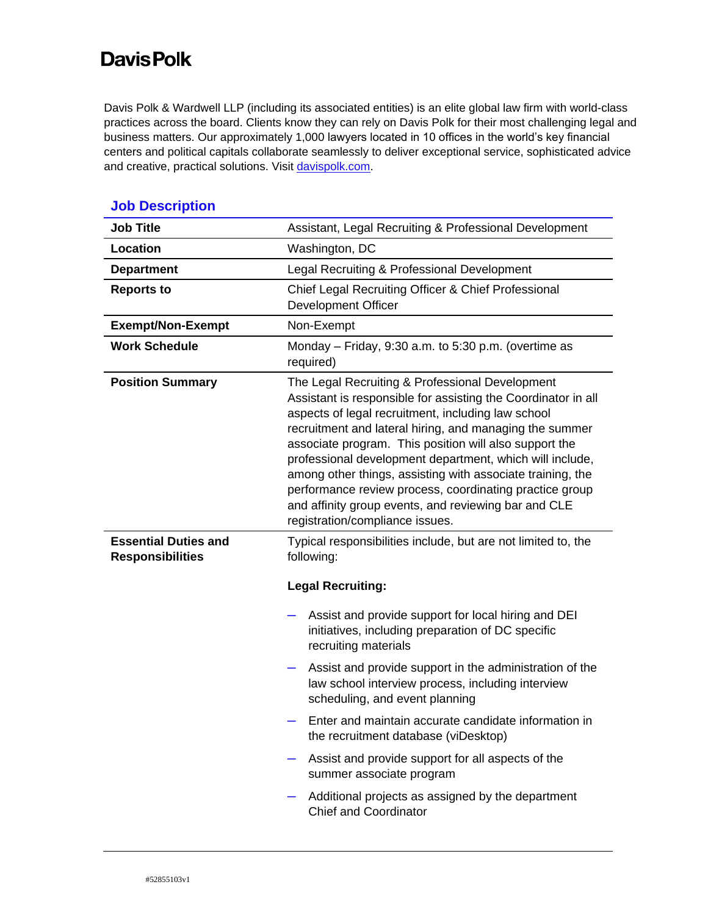# Davis Polk

Davis Polk & Wardwell LLP (including its associated entities) is an elite global law firm with world-class practices across the board. Clients know they can rely on Davis Polk for their most challenging legal and business matters. Our approximately 1,000 lawyers located in 10 offices in the world's key financial centers and political capitals collaborate seamlessly to deliver exceptional service, sophisticated advice and creative, practical solutions. Visit davispolk.com.

## Job Description

| **Job Title** | Assistant, Legal Recruiting & Professional Development |
|---|---|
| **Location** | Washington, DC |
| **Department** | Legal Recruiting & Professional Development |
| **Reports to** | Chief Legal Recruiting Officer & Chief Professional Development Officer |
| **Exempt/Non-Exempt** | Non-Exempt |
| **Work Schedule** | Monday – Friday, 9:30 a.m. to 5:30 p.m. (overtime as required) |
| **Position Summary** | The Legal Recruiting & Professional Development Assistant is responsible for assisting the Coordinator in all aspects of legal recruitment, including law school recruitment and lateral hiring, and managing the summer associate program. This position will also support the professional development department, which will include, among other things, assisting with associate training, the performance review process, coordinating practice group and affinity group events, and reviewing bar and CLE registration/compliance issues. |
| **Essential Duties and Responsibilities** | Typical responsibilities include, but are not limited to, the following:<br><br>**Legal Recruiting:**<br><br>– Assist and provide support for local hiring and DEI initiatives, including preparation of DC specific recruiting materials<br><br>– Assist and provide support in the administration of the law school interview process, including interview scheduling, and event planning<br><br>– Enter and maintain accurate candidate information in the recruitment database (viDesktop)<br><br>– Assist and provide support for all aspects of the summer associate program<br><br>– Additional projects as assigned by the department Chief and Coordinator |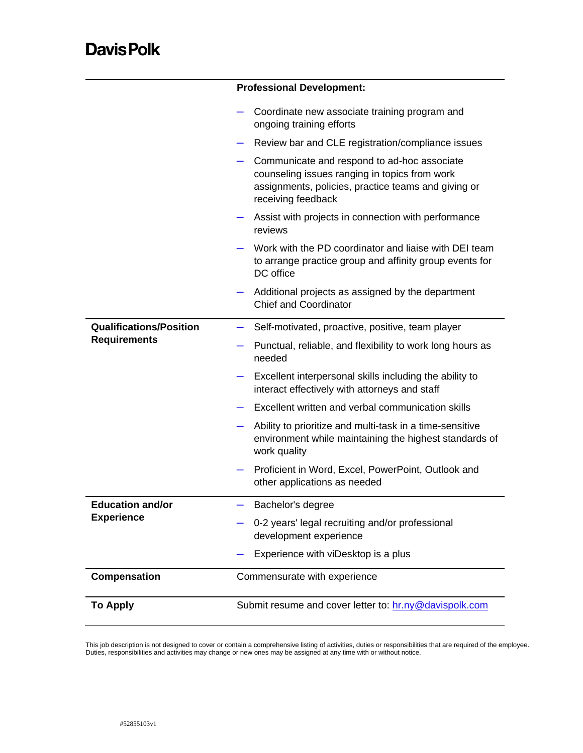**Davis Polk**

| | |
|---|---|
| | **Professional Development:**<br>– Coordinate new associate training program and ongoing training efforts<br>– Review bar and CLE registration/compliance issues<br>– Communicate and respond to ad-hoc associate counseling issues ranging in topics from work assignments, policies, practice teams and giving or receiving feedback<br>– Assist with projects in connection with performance reviews<br>– Work with the PD coordinator and liaise with DEI team to arrange practice group and affinity group events for DC office<br>– Additional projects as assigned by the department Chief and Coordinator |
| **Qualifications/Position Requirements** | – Self-motivated, proactive, positive, team player<br>– Punctual, reliable, and flexibility to work long hours as needed<br>– Excellent interpersonal skills including the ability to interact effectively with attorneys and staff<br>– Excellent written and verbal communication skills<br>– Ability to prioritize and multi-task in a time-sensitive environment while maintaining the highest standards of work quality<br>– Proficient in Word, Excel, PowerPoint, Outlook and other applications as needed |
| **Education and/or Experience** | – Bachelor's degree<br>– 0-2 years' legal recruiting and/or professional development experience<br>– Experience with viDesktop is a plus |
| **Compensation** | Commensurate with experience |
| **To Apply** | Submit resume and cover letter to: hr.ny@davispolk.com |

This job description is not designed to cover or contain a comprehensive listing of activities, duties or responsibilities that are required of the employee. Duties, responsibilities and activities may change or new ones may be assigned at any time with or without notice.

#52855103v1